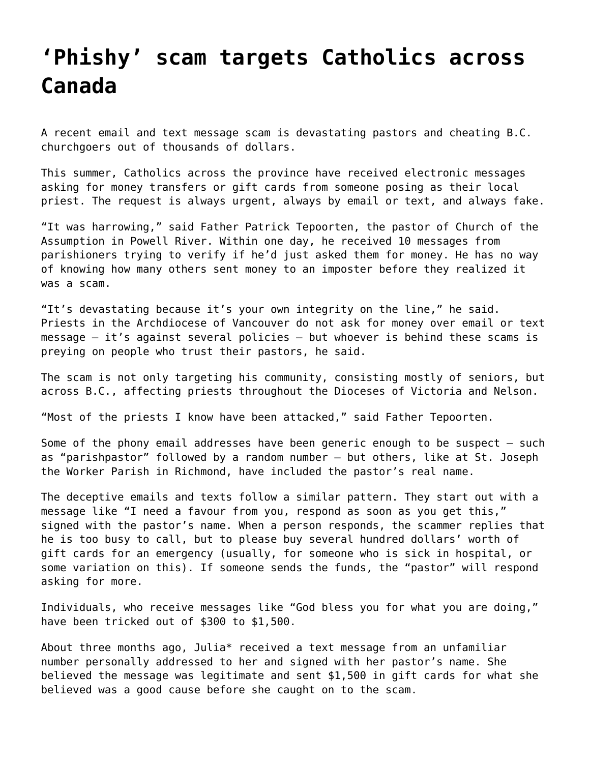# ‘Phishy’ scam targets Catholics across Canada

A recent email and text message scam is devastating pastors and cheating B.C. churchgoers out of thousands of dollars.

This summer, Catholics across the province have received electronic messages asking for money transfers or gift cards from someone posing as their local priest. The request is always urgent, always by email or text, and always fake.

“It was harrowing,” said Father Patrick Tepoorten, the pastor of Church of the Assumption in Powell River. Within one day, he received 10 messages from parishioners trying to verify if he’d just asked them for money. He has no way of knowing how many others sent money to an imposter before they realized it was a scam.

“It’s devastating because it’s your own integrity on the line,” he said. Priests in the Archdiocese of Vancouver do not ask for money over email or text message – it’s against several policies – but whoever is behind these scams is preying on people who trust their pastors, he said.

The scam is not only targeting his community, consisting mostly of seniors, but across B.C., affecting priests throughout the Dioceses of Victoria and Nelson.

“Most of the priests I know have been attacked,” said Father Tepoorten.

Some of the phony email addresses have been generic enough to be suspect – such as “parishpastor” followed by a random number – but others, like at St. Joseph the Worker Parish in Richmond, have included the pastor’s real name.

The deceptive emails and texts follow a similar pattern. They start out with a message like “I need a favour from you, respond as soon as you get this,” signed with the pastor’s name. When a person responds, the scammer replies that he is too busy to call, but to please buy several hundred dollars’ worth of gift cards for an emergency (usually, for someone who is sick in hospital, or some variation on this). If someone sends the funds, the “pastor” will respond asking for more.

Individuals, who receive messages like “God bless you for what you are doing,” have been tricked out of $300 to $1,500.

About three months ago, Julia* received a text message from an unfamiliar number personally addressed to her and signed with her pastor’s name. She believed the message was legitimate and sent $1,500 in gift cards for what she believed was a good cause before she caught on to the scam.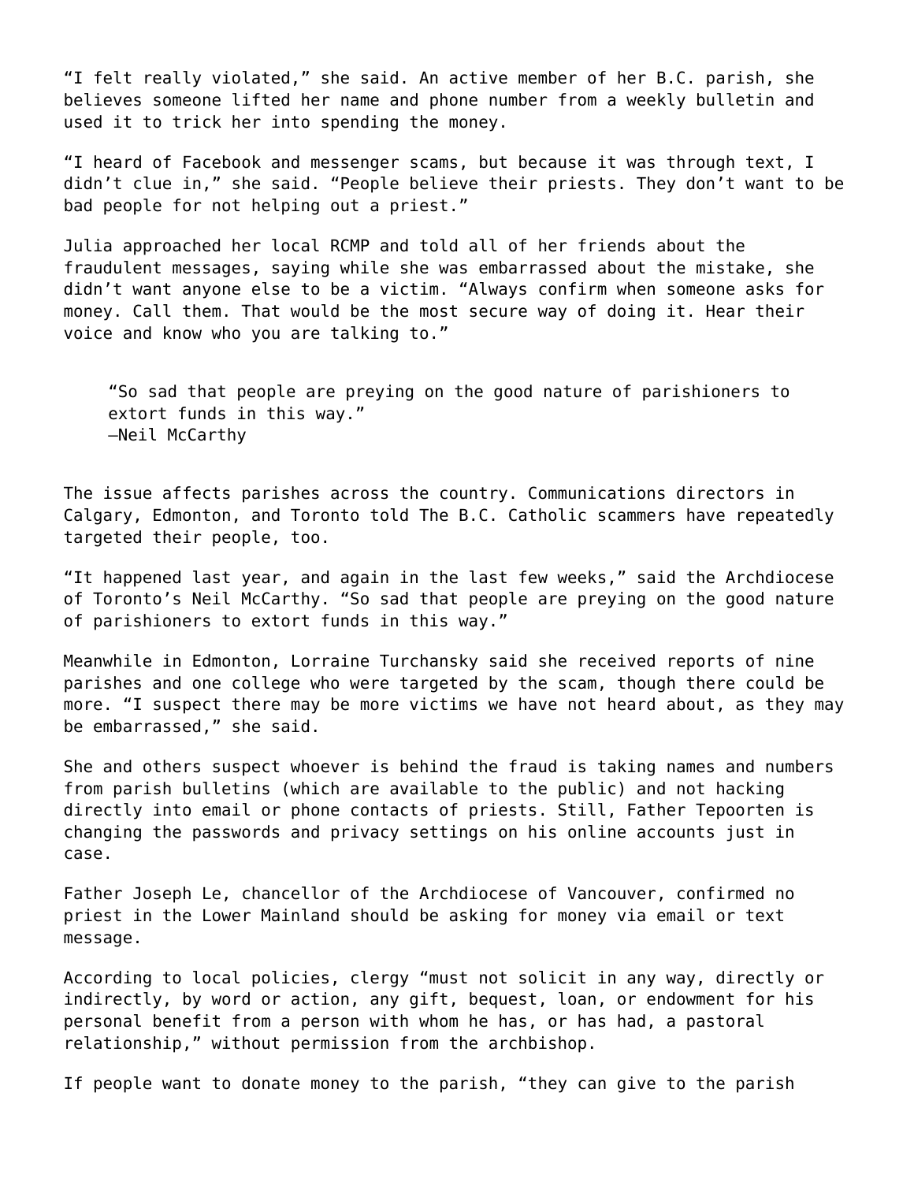"I felt really violated," she said. An active member of her B.C. parish, she believes someone lifted her name and phone number from a weekly bulletin and used it to trick her into spending the money.

"I heard of Facebook and messenger scams, but because it was through text, I didn't clue in," she said. "People believe their priests. They don't want to be bad people for not helping out a priest."

Julia approached her local RCMP and told all of her friends about the fraudulent messages, saying while she was embarrassed about the mistake, she didn't want anyone else to be a victim. "Always confirm when someone asks for money. Call them. That would be the most secure way of doing it. Hear their voice and know who you are talking to."

> "So sad that people are preying on the good nature of parishioners to extort funds in this way."
> —Neil McCarthy

The issue affects parishes across the country. Communications directors in Calgary, Edmonton, and Toronto told The B.C. Catholic scammers have repeatedly targeted their people, too.

"It happened last year, and again in the last few weeks," said the Archdiocese of Toronto's Neil McCarthy. "So sad that people are preying on the good nature of parishioners to extort funds in this way."

Meanwhile in Edmonton, Lorraine Turchansky said she received reports of nine parishes and one college who were targeted by the scam, though there could be more. "I suspect there may be more victims we have not heard about, as they may be embarrassed," she said.

She and others suspect whoever is behind the fraud is taking names and numbers from parish bulletins (which are available to the public) and not hacking directly into email or phone contacts of priests. Still, Father Tepoorten is changing the passwords and privacy settings on his online accounts just in case.

Father Joseph Le, chancellor of the Archdiocese of Vancouver, confirmed no priest in the Lower Mainland should be asking for money via email or text message.

According to local policies, clergy "must not solicit in any way, directly or indirectly, by word or action, any gift, bequest, loan, or endowment for his personal benefit from a person with whom he has, or has had, a pastoral relationship," without permission from the archbishop.

If people want to donate money to the parish, "they can give to the parish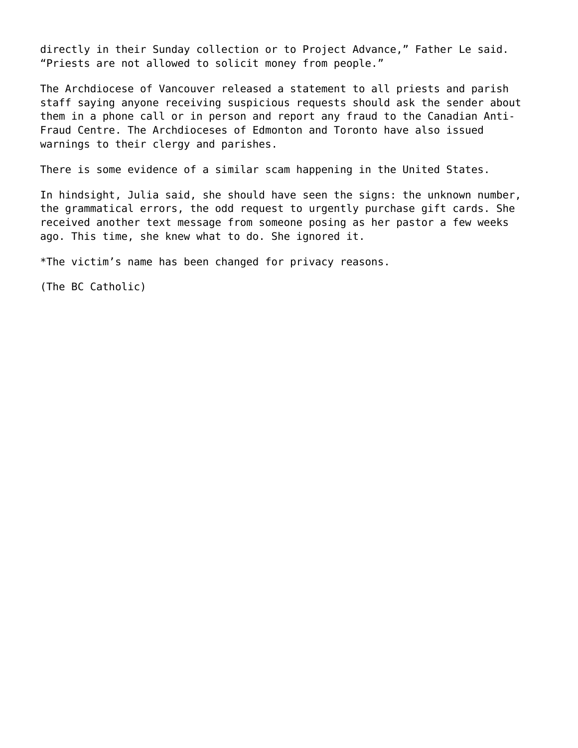directly in their Sunday collection or to Project Advance," Father Le said. "Priests are not allowed to solicit money from people."

The Archdiocese of Vancouver released a statement to all priests and parish staff saying anyone receiving suspicious requests should ask the sender about them in a phone call or in person and report any fraud to the Canadian Anti-Fraud Centre. The Archdioceses of Edmonton and Toronto have also issued warnings to their clergy and parishes.

There is some evidence of a similar scam happening in the United States.

In hindsight, Julia said, she should have seen the signs: the unknown number, the grammatical errors, the odd request to urgently purchase gift cards. She received another text message from someone posing as her pastor a few weeks ago. This time, she knew what to do. She ignored it.

*The victim's name has been changed for privacy reasons.

(The BC Catholic)